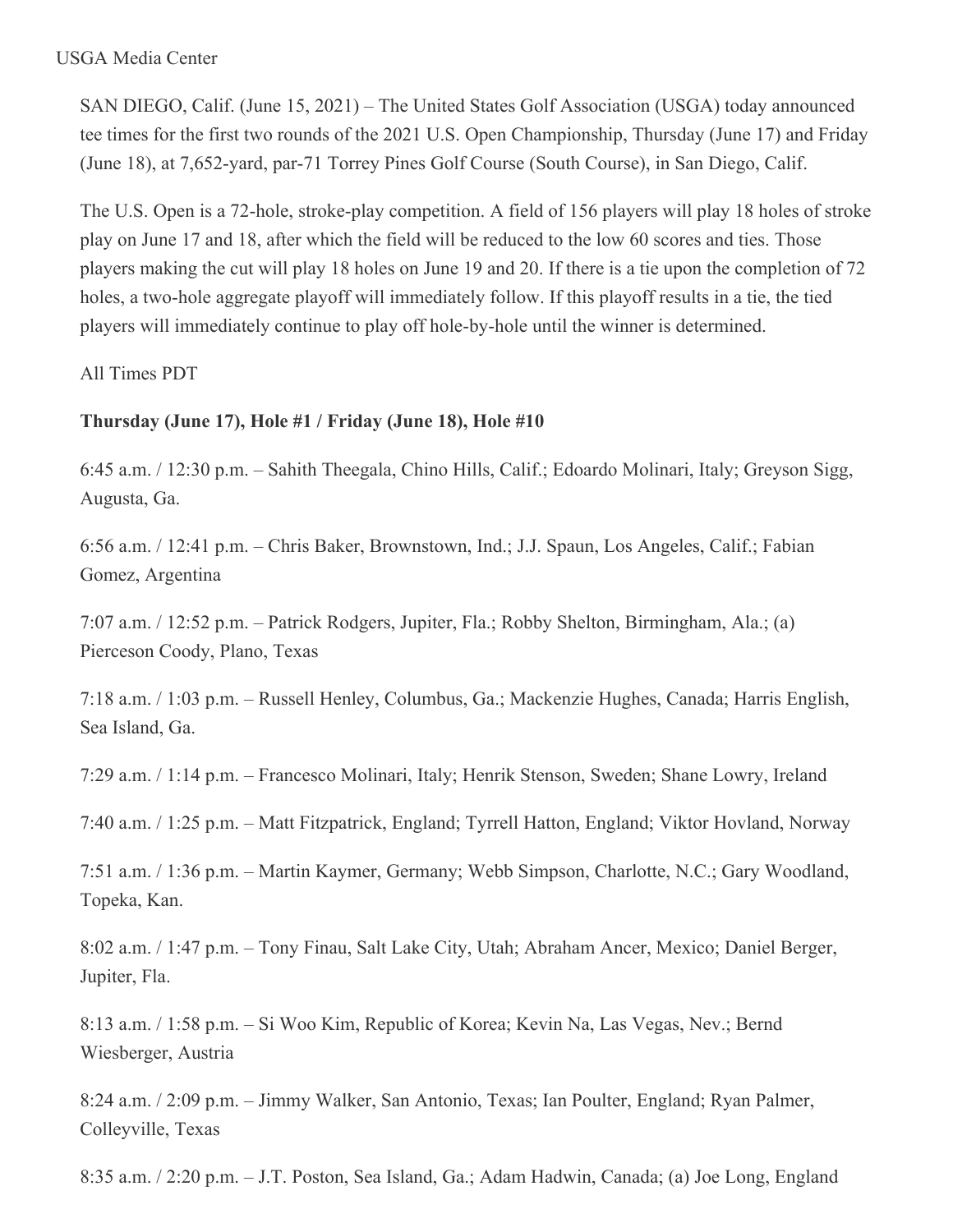USGA Media Center

SAN DIEGO, Calif. (June 15, 2021) – The United States Golf Association (USGA) today announced tee times for the first two rounds of the 2021 U.S. Open Championship, Thursday (June 17) and Friday (June 18), at 7,652-yard, par-71 Torrey Pines Golf Course (South Course), in San Diego, Calif.

The U.S. Open is a 72-hole, stroke-play competition. A field of 156 players will play 18 holes of stroke play on June 17 and 18, after which the field will be reduced to the low 60 scores and ties. Those players making the cut will play 18 holes on June 19 and 20. If there is a tie upon the completion of 72 holes, a two-hole aggregate playoff will immediately follow. If this playoff results in a tie, the tied players will immediately continue to play off hole-by-hole until the winner is determined.

All Times PDT

**Thursday (June 17), Hole #1 / Friday (June 18), Hole #10**

6:45 a.m. / 12:30 p.m. – Sahith Theegala, Chino Hills, Calif.; Edoardo Molinari, Italy; Greyson Sigg, Augusta, Ga.

6:56 a.m. / 12:41 p.m. – Chris Baker, Brownstown, Ind.; J.J. Spaun, Los Angeles, Calif.; Fabian Gomez, Argentina

7:07 a.m. / 12:52 p.m. – Patrick Rodgers, Jupiter, Fla.; Robby Shelton, Birmingham, Ala.; (a) Pierceson Coody, Plano, Texas

7:18 a.m. / 1:03 p.m. – Russell Henley, Columbus, Ga.; Mackenzie Hughes, Canada; Harris English, Sea Island, Ga.

7:29 a.m. / 1:14 p.m. – Francesco Molinari, Italy; Henrik Stenson, Sweden; Shane Lowry, Ireland

7:40 a.m. / 1:25 p.m. – Matt Fitzpatrick, England; Tyrrell Hatton, England; Viktor Hovland, Norway

7:51 a.m. / 1:36 p.m. – Martin Kaymer, Germany; Webb Simpson, Charlotte, N.C.; Gary Woodland, Topeka, Kan.

8:02 a.m. / 1:47 p.m. – Tony Finau, Salt Lake City, Utah; Abraham Ancer, Mexico; Daniel Berger, Jupiter, Fla.

8:13 a.m. / 1:58 p.m. – Si Woo Kim, Republic of Korea; Kevin Na, Las Vegas, Nev.; Bernd Wiesberger, Austria

8:24 a.m. / 2:09 p.m. – Jimmy Walker, San Antonio, Texas; Ian Poulter, England; Ryan Palmer, Colleyville, Texas

8:35 a.m. / 2:20 p.m. – J.T. Poston, Sea Island, Ga.; Adam Hadwin, Canada; (a) Joe Long, England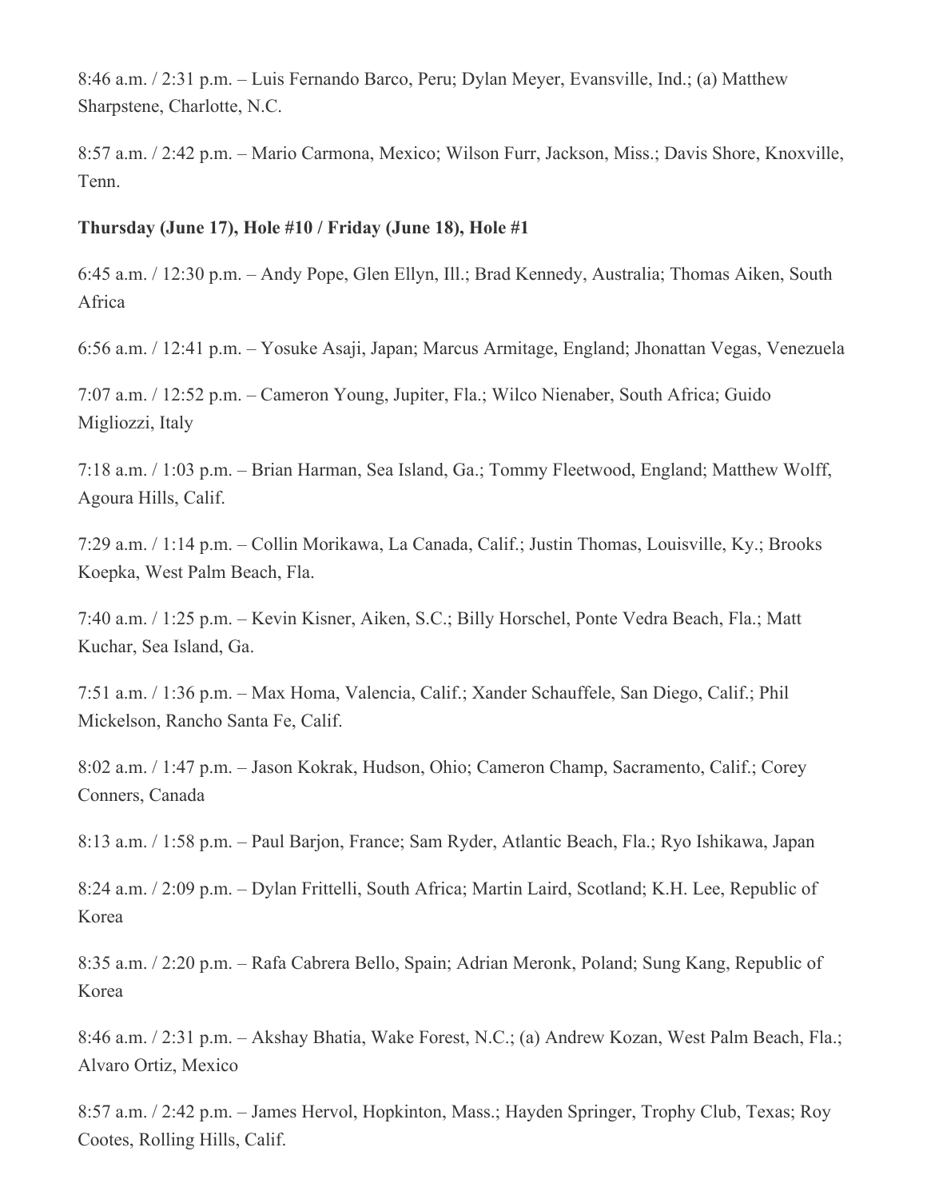8:46 a.m. / 2:31 p.m. – Luis Fernando Barco, Peru; Dylan Meyer, Evansville, Ind.; (a) Matthew Sharpstene, Charlotte, N.C.

8:57 a.m. / 2:42 p.m. – Mario Carmona, Mexico; Wilson Furr, Jackson, Miss.; Davis Shore, Knoxville, Tenn.

**Thursday (June 17), Hole #10 / Friday (June 18), Hole #1**

6:45 a.m. / 12:30 p.m. – Andy Pope, Glen Ellyn, Ill.; Brad Kennedy, Australia; Thomas Aiken, South Africa

6:56 a.m. / 12:41 p.m. – Yosuke Asaji, Japan; Marcus Armitage, England; Jhonattan Vegas, Venezuela

7:07 a.m. / 12:52 p.m. – Cameron Young, Jupiter, Fla.; Wilco Nienaber, South Africa; Guido Migliozzi, Italy

7:18 a.m. / 1:03 p.m. – Brian Harman, Sea Island, Ga.; Tommy Fleetwood, England; Matthew Wolff, Agoura Hills, Calif.

7:29 a.m. / 1:14 p.m. – Collin Morikawa, La Canada, Calif.; Justin Thomas, Louisville, Ky.; Brooks Koepka, West Palm Beach, Fla.

7:40 a.m. / 1:25 p.m. – Kevin Kisner, Aiken, S.C.; Billy Horschel, Ponte Vedra Beach, Fla.; Matt Kuchar, Sea Island, Ga.

7:51 a.m. / 1:36 p.m. – Max Homa, Valencia, Calif.; Xander Schauffele, San Diego, Calif.; Phil Mickelson, Rancho Santa Fe, Calif.

8:02 a.m. / 1:47 p.m. – Jason Kokrak, Hudson, Ohio; Cameron Champ, Sacramento, Calif.; Corey Conners, Canada

8:13 a.m. / 1:58 p.m. – Paul Barjon, France; Sam Ryder, Atlantic Beach, Fla.; Ryo Ishikawa, Japan

8:24 a.m. / 2:09 p.m. – Dylan Frittelli, South Africa; Martin Laird, Scotland; K.H. Lee, Republic of Korea

8:35 a.m. / 2:20 p.m. – Rafa Cabrera Bello, Spain; Adrian Meronk, Poland; Sung Kang, Republic of Korea

8:46 a.m. / 2:31 p.m. – Akshay Bhatia, Wake Forest, N.C.; (a) Andrew Kozan, West Palm Beach, Fla.; Alvaro Ortiz, Mexico

8:57 a.m. / 2:42 p.m. – James Hervol, Hopkinton, Mass.; Hayden Springer, Trophy Club, Texas; Roy Cootes, Rolling Hills, Calif.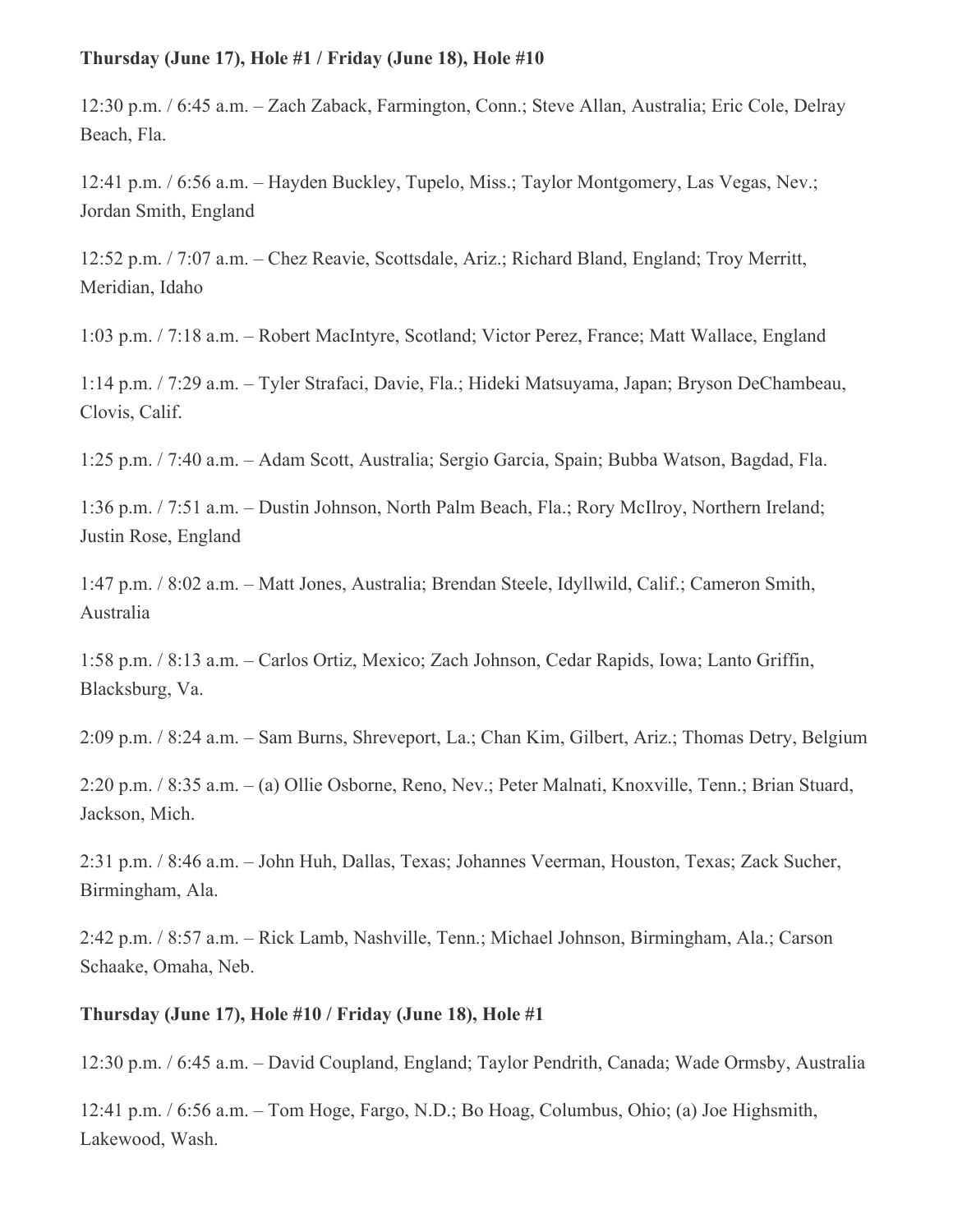**Thursday (June 17), Hole #1 / Friday (June 18), Hole #10**

12:30 p.m. / 6:45 a.m. – Zach Zaback, Farmington, Conn.; Steve Allan, Australia; Eric Cole, Delray Beach, Fla.

12:41 p.m. / 6:56 a.m. – Hayden Buckley, Tupelo, Miss.; Taylor Montgomery, Las Vegas, Nev.; Jordan Smith, England

12:52 p.m. / 7:07 a.m. – Chez Reavie, Scottsdale, Ariz.; Richard Bland, England; Troy Merritt, Meridian, Idaho

1:03 p.m. / 7:18 a.m. – Robert MacIntyre, Scotland; Victor Perez, France; Matt Wallace, England

1:14 p.m. / 7:29 a.m. – Tyler Strafaci, Davie, Fla.; Hideki Matsuyama, Japan; Bryson DeChambeau, Clovis, Calif.

1:25 p.m. / 7:40 a.m. – Adam Scott, Australia; Sergio Garcia, Spain; Bubba Watson, Bagdad, Fla.

1:36 p.m. / 7:51 a.m. – Dustin Johnson, North Palm Beach, Fla.; Rory McIlroy, Northern Ireland; Justin Rose, England

1:47 p.m. / 8:02 a.m. – Matt Jones, Australia; Brendan Steele, Idyllwild, Calif.; Cameron Smith, Australia

1:58 p.m. / 8:13 a.m. – Carlos Ortiz, Mexico; Zach Johnson, Cedar Rapids, Iowa; Lanto Griffin, Blacksburg, Va.

2:09 p.m. / 8:24 a.m. – Sam Burns, Shreveport, La.; Chan Kim, Gilbert, Ariz.; Thomas Detry, Belgium

2:20 p.m. / 8:35 a.m. – (a) Ollie Osborne, Reno, Nev.; Peter Malnati, Knoxville, Tenn.; Brian Stuard, Jackson, Mich.

2:31 p.m. / 8:46 a.m. – John Huh, Dallas, Texas; Johannes Veerman, Houston, Texas; Zack Sucher, Birmingham, Ala.

2:42 p.m. / 8:57 a.m. – Rick Lamb, Nashville, Tenn.; Michael Johnson, Birmingham, Ala.; Carson Schaake, Omaha, Neb.

**Thursday (June 17), Hole #10 / Friday (June 18), Hole #1**

12:30 p.m. / 6:45 a.m. – David Coupland, England; Taylor Pendrith, Canada; Wade Ormsby, Australia

12:41 p.m. / 6:56 a.m. – Tom Hoge, Fargo, N.D.; Bo Hoag, Columbus, Ohio; (a) Joe Highsmith, Lakewood, Wash.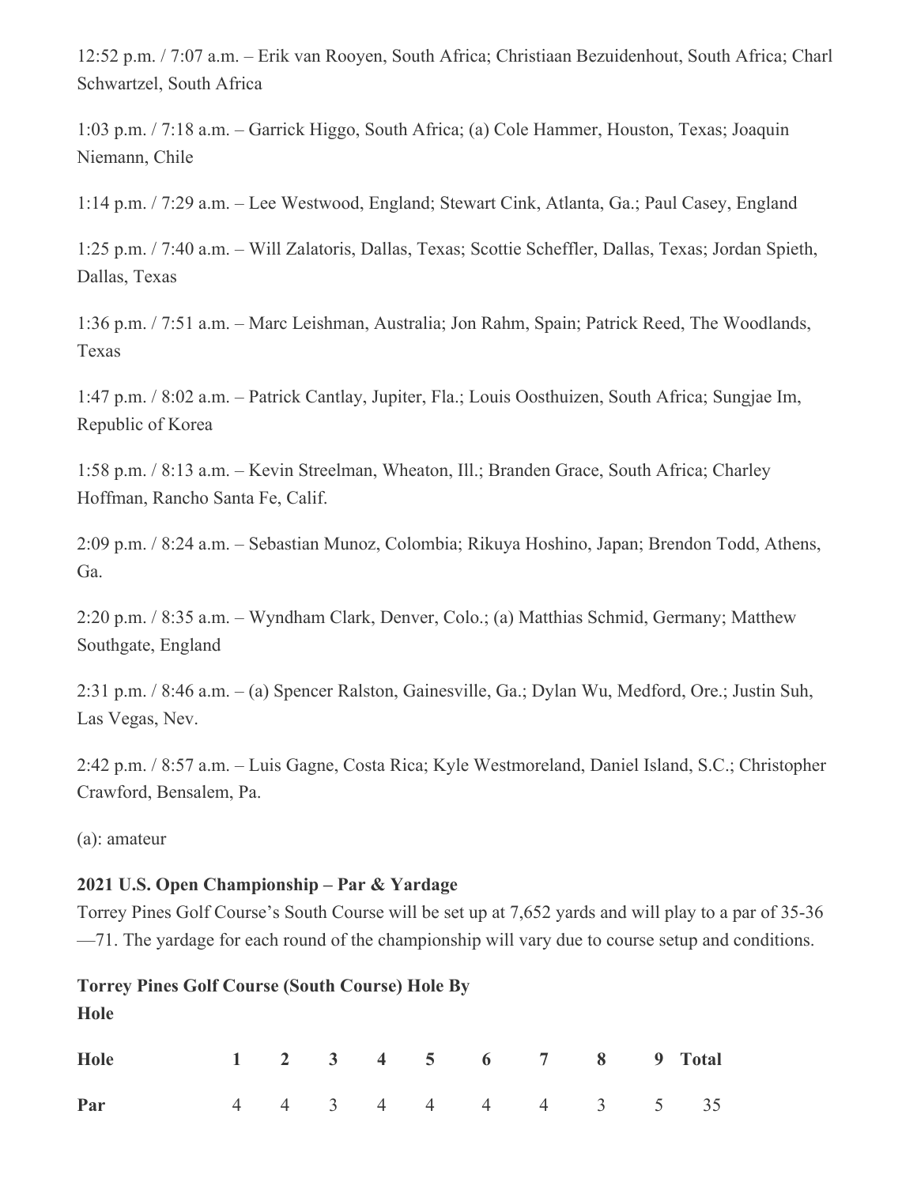12:52 p.m. / 7:07 a.m. – Erik van Rooyen, South Africa; Christiaan Bezuidenhout, South Africa; Charl Schwartzel, South Africa

1:03 p.m. / 7:18 a.m. – Garrick Higgo, South Africa; (a) Cole Hammer, Houston, Texas; Joaquin Niemann, Chile

1:14 p.m. / 7:29 a.m. – Lee Westwood, England; Stewart Cink, Atlanta, Ga.; Paul Casey, England

1:25 p.m. / 7:40 a.m. – Will Zalatoris, Dallas, Texas; Scottie Scheffler, Dallas, Texas; Jordan Spieth, Dallas, Texas

1:36 p.m. / 7:51 a.m. – Marc Leishman, Australia; Jon Rahm, Spain; Patrick Reed, The Woodlands, Texas

1:47 p.m. / 8:02 a.m. – Patrick Cantlay, Jupiter, Fla.; Louis Oosthuizen, South Africa; Sungjae Im, Republic of Korea

1:58 p.m. / 8:13 a.m. – Kevin Streelman, Wheaton, Ill.; Branden Grace, South Africa; Charley Hoffman, Rancho Santa Fe, Calif.

2:09 p.m. / 8:24 a.m. – Sebastian Munoz, Colombia; Rikuya Hoshino, Japan; Brendon Todd, Athens, Ga.

2:20 p.m. / 8:35 a.m. – Wyndham Clark, Denver, Colo.; (a) Matthias Schmid, Germany; Matthew Southgate, England

2:31 p.m. / 8:46 a.m. – (a) Spencer Ralston, Gainesville, Ga.; Dylan Wu, Medford, Ore.; Justin Suh, Las Vegas, Nev.

2:42 p.m. / 8:57 a.m. – Luis Gagne, Costa Rica; Kyle Westmoreland, Daniel Island, S.C.; Christopher Crawford, Bensalem, Pa.

(a): amateur

**2021 U.S. Open Championship – Par & Yardage**

Torrey Pines Golf Course's South Course will be set up at 7,652 yards and will play to a par of 35-36—71. The yardage for each round of the championship will vary due to course setup and conditions.

**Torrey Pines Golf Course (South Course) Hole By Hole**

| Hole | 1 | 2 | 3 | 4 | 5 | 6 | 7 | 8 | 9 | Total |
|---|---|---|---|---|---|---|---|---|---|---|
| Par | 4 | 4 | 3 | 4 | 4 | 4 | 4 | 3 | 5 | 35 |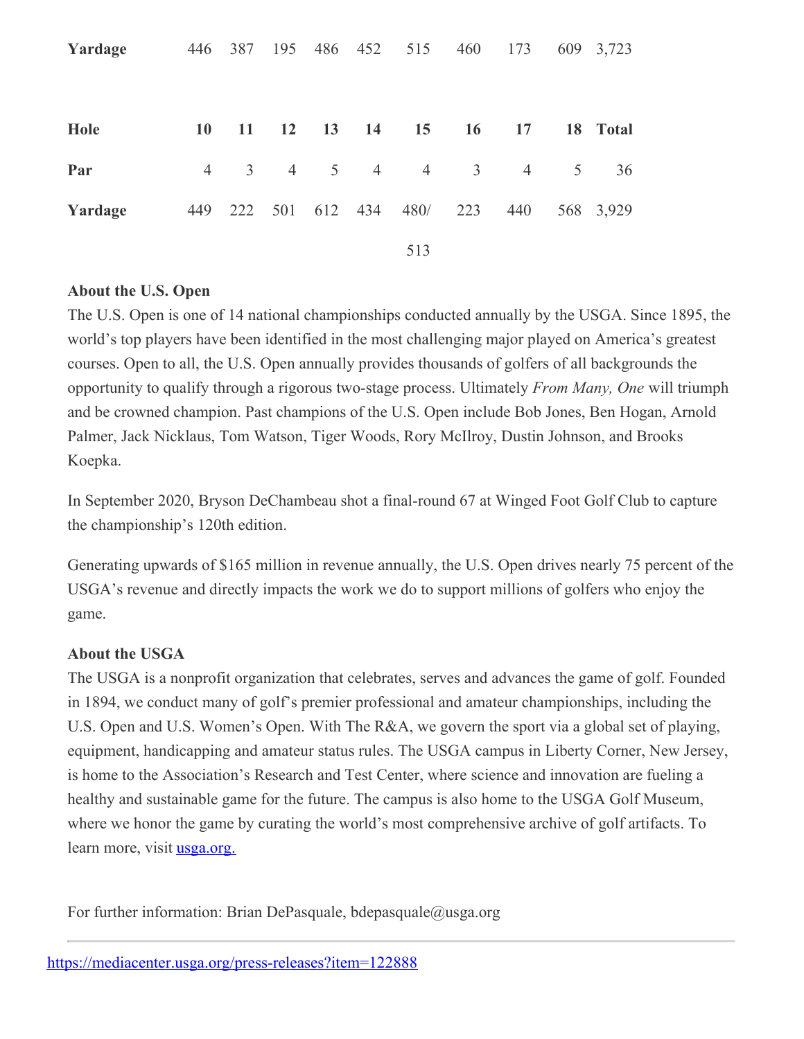| | | | | | | | | | | |
|---|---|---|---|---|---|---|---|---|---|---|
| **Yardage** | 446 | 387 | 195 | 486 | 452 | 515 | 460 | 173 | 609 | 3,723 |

| **Hole** | **10** | **11** | **12** | **13** | **14** | **15** | **16** | **17** | **18** | **Total** |
|---|---|---|---|---|---|---|---|---|---|---|
| **Par** | 4 | 3 | 4 | 5 | 4 | 4 | 3 | 4 | 5 | 36 |
| **Yardage** | 449 | 222 | 501 | 612 | 434 | 480/513 | 223 | 440 | 568 | 3,929 |

**About the U.S. Open**

The U.S. Open is one of 14 national championships conducted annually by the USGA. Since 1895, the world's top players have been identified in the most challenging major played on America's greatest courses. Open to all, the U.S. Open annually provides thousands of golfers of all backgrounds the opportunity to qualify through a rigorous two-stage process. Ultimately *From Many, One* will triumph and be crowned champion. Past champions of the U.S. Open include Bob Jones, Ben Hogan, Arnold Palmer, Jack Nicklaus, Tom Watson, Tiger Woods, Rory McIlroy, Dustin Johnson, and Brooks Koepka.

In September 2020, Bryson DeChambeau shot a final-round 67 at Winged Foot Golf Club to capture the championship's 120th edition.

Generating upwards of $165 million in revenue annually, the U.S. Open drives nearly 75 percent of the USGA's revenue and directly impacts the work we do to support millions of golfers who enjoy the game.

**About the USGA**

The USGA is a nonprofit organization that celebrates, serves and advances the game of golf. Founded in 1894, we conduct many of golf's premier professional and amateur championships, including the U.S. Open and U.S. Women's Open. With The R&A, we govern the sport via a global set of playing, equipment, handicapping and amateur status rules. The USGA campus in Liberty Corner, New Jersey, is home to the Association's Research and Test Center, where science and innovation are fueling a healthy and sustainable game for the future. The campus is also home to the USGA Golf Museum, where we honor the game by curating the world's most comprehensive archive of golf artifacts. To learn more, visit [usga.org.](https://usga.org)

For further information: Brian DePasquale, bdepasquale@usga.org

---

https://mediacenter.usga.org/press-releases?item=122888